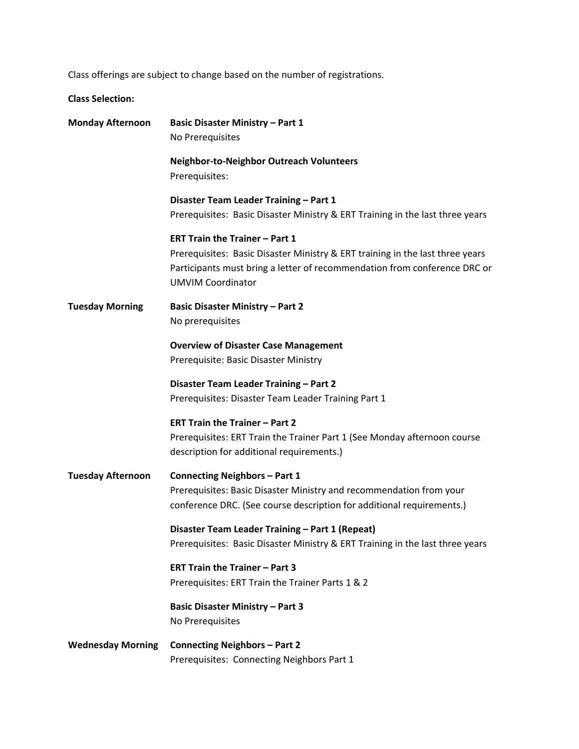Class offerings are subject to change based on the number of registrations.

**Class Selection:**

**Monday Afternoon**

**Basic Disaster Ministry – Part 1**
No Prerequisites

**Neighbor-to-Neighbor Outreach Volunteers**
Prerequisites:

**Disaster Team Leader Training – Part 1**
Prerequisites: Basic Disaster Ministry & ERT Training in the last three years

**ERT Train the Trainer – Part 1**
Prerequisites: Basic Disaster Ministry & ERT training in the last three years
Participants must bring a letter of recommendation from conference DRC or UMVIM Coordinator

**Tuesday Morning**

**Basic Disaster Ministry – Part 2**
No prerequisites

**Overview of Disaster Case Management**
Prerequisite: Basic Disaster Ministry

**Disaster Team Leader Training – Part 2**
Prerequisites: Disaster Team Leader Training Part 1

**ERT Train the Trainer – Part 2**
Prerequisites: ERT Train the Trainer Part 1 (See Monday afternoon course description for additional requirements.)

**Tuesday Afternoon**

**Connecting Neighbors – Part 1**
Prerequisites: Basic Disaster Ministry and recommendation from your conference DRC. (See course description for additional requirements.)

**Disaster Team Leader Training – Part 1 (Repeat)**
Prerequisites: Basic Disaster Ministry & ERT Training in the last three years

**ERT Train the Trainer – Part 3**
Prerequisites: ERT Train the Trainer Parts 1 & 2

**Basic Disaster Ministry – Part 3**
No Prerequisites

**Wednesday Morning**

**Connecting Neighbors – Part 2**
Prerequisites: Connecting Neighbors Part 1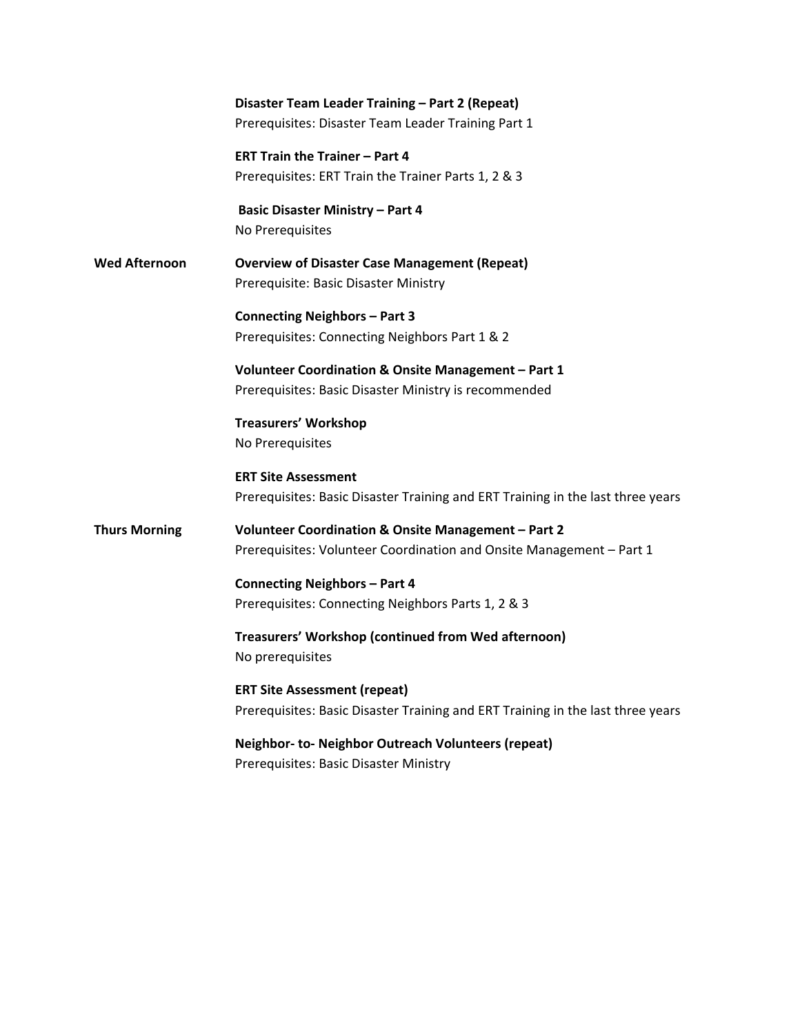| | |
|---|---|
| | **Disaster Team Leader Training – Part 2 (Repeat)**<br>Prerequisites: Disaster Team Leader Training Part 1 |
| | **ERT Train the Trainer – Part 4**<br>Prerequisites: ERT Train the Trainer Parts 1, 2 & 3 |
| | **Basic Disaster Ministry – Part 4**<br>No Prerequisites |
| **Wed Afternoon** | **Overview of Disaster Case Management (Repeat)**<br>Prerequisite: Basic Disaster Ministry |
| | **Connecting Neighbors – Part 3**<br>Prerequisites: Connecting Neighbors Part 1 & 2 |
| | **Volunteer Coordination & Onsite Management – Part 1**<br>Prerequisites: Basic Disaster Ministry is recommended |
| | **Treasurers' Workshop**<br>No Prerequisites |
| | **ERT Site Assessment**<br>Prerequisites: Basic Disaster Training and ERT Training in the last three years |
| **Thurs Morning** | **Volunteer Coordination & Onsite Management – Part 2**<br>Prerequisites: Volunteer Coordination and Onsite Management – Part 1 |
| | **Connecting Neighbors – Part 4**<br>Prerequisites: Connecting Neighbors Parts 1, 2 & 3 |
| | **Treasurers' Workshop (continued from Wed afternoon)**<br>No prerequisites |
| | **ERT Site Assessment (repeat)**<br>Prerequisites: Basic Disaster Training and ERT Training in the last three years |
| | **Neighbor- to- Neighbor Outreach Volunteers (repeat)**<br>Prerequisites: Basic Disaster Ministry |